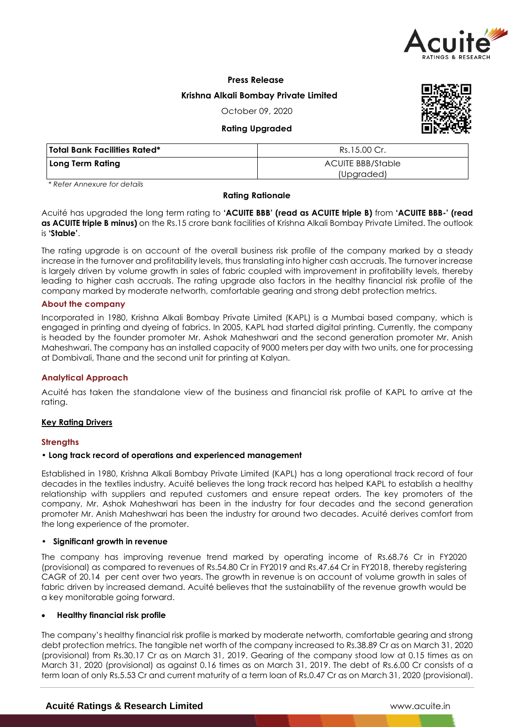**Press Release**

**Krishna Alkali Bombay Private Limited**

October 09, 2020

**Rating Upgraded**

| **Total Bank Facilities Rated*** | Rs.15.00 Cr. |
|---|---|
| **Long Term Rating** | ACUITE BBB/Stable (Upgraded) |

*\* Refer Annexure for details*

**Rating Rationale**

Acuité has upgraded the long term rating to **'ACUITE BBB' (read as ACUITE triple B)** from **'ACUITE BBB-' (read as ACUITE triple B minus)** on the Rs.15 crore bank facilities of Krishna Alkali Bombay Private Limited. The outlook is **'Stable'**.

The rating upgrade is on account of the overall business risk profile of the company marked by a steady increase in the turnover and profitability levels, thus translating into higher cash accruals. The turnover increase is largely driven by volume growth in sales of fabric coupled with improvement in profitability levels, thereby leading to higher cash accruals. The rating upgrade also factors in the healthy financial risk profile of the company marked by moderate networth, comfortable gearing and strong debt protection metrics.

## About the company

Incorporated in 1980, Krishna Alkali Bombay Private Limited (KAPL) is a Mumbai based company, which is engaged in printing and dyeing of fabrics. In 2005, KAPL had started digital printing. Currently, the company is headed by the founder promoter Mr. Ashok Maheshwari and the second generation promoter Mr. Anish Maheshwari. The company has an installed capacity of 9000 meters per day with two units, one for processing at Dombivali, Thane and the second unit for printing at Kalyan.

## Analytical Approach

Acuité has taken the standalone view of the business and financial risk profile of KAPL to arrive at the rating.

## Key Rating Drivers

### Strengths

- **Long track record of operations and experienced management**

Established in 1980, Krishna Alkali Bombay Private Limited (KAPL) has a long operational track record of four decades in the textiles industry. Acuité believes the long track record has helped KAPL to establish a healthy relationship with suppliers and reputed customers and ensure repeat orders. The key promoters of the company, Mr. Ashok Maheshwari has been in the industry for four decades and the second generation promoter Mr. Anish Maheshwari has been the industry for around two decades. Acuité derives comfort from the long experience of the promoter.

- **Significant growth in revenue**

The company has improving revenue trend marked by operating income of Rs.68.76 Cr in FY2020 (provisional) as compared to revenues of Rs.54.80 Cr in FY2019 and Rs.47.64 Cr in FY2018, thereby registering CAGR of 20.14 per cent over two years. The growth in revenue is on account of volume growth in sales of fabric driven by increased demand. Acuité believes that the sustainability of the revenue growth would be a key monitorable going forward.

- **Healthy financial risk profile**

The company's healthy financial risk profile is marked by moderate networth, comfortable gearing and strong debt protection metrics. The tangible net worth of the company increased to Rs.38.89 Cr as on March 31, 2020 (provisional) from Rs.30.17 Cr as on March 31, 2019. Gearing of the company stood low at 0.15 times as on March 31, 2020 (provisional) as against 0.16 times as on March 31, 2019. The debt of Rs.6.00 Cr consists of a term loan of only Rs.5.53 Cr and current maturity of a term loan of Rs.0.47 Cr as on March 31, 2020 (provisional).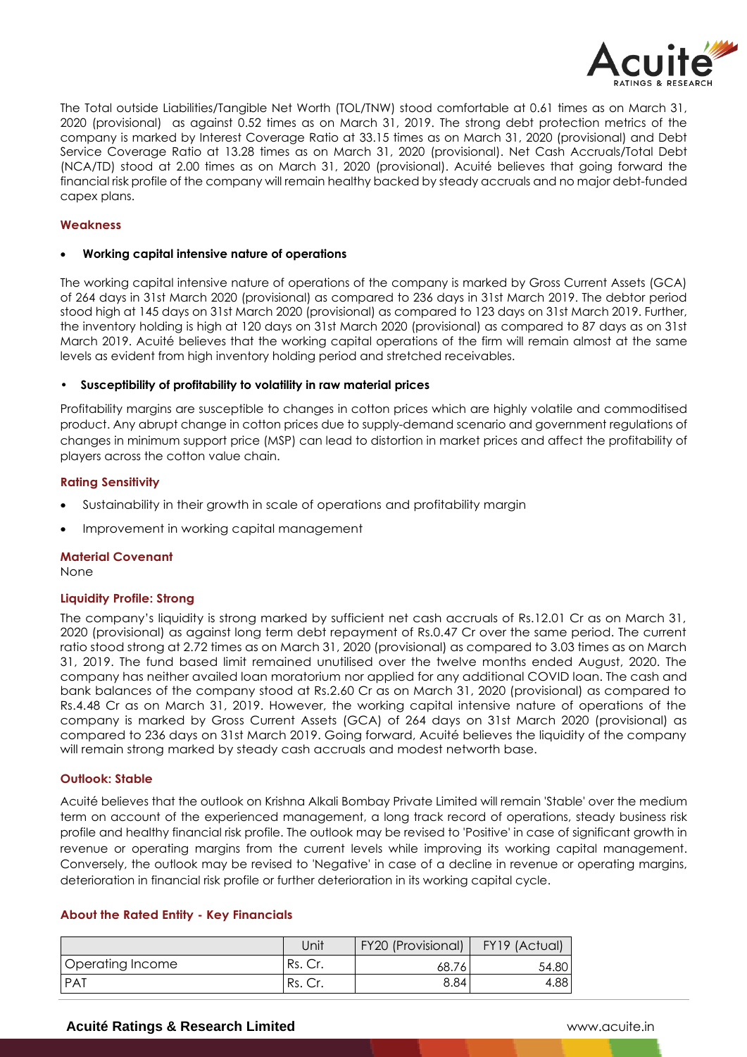The Total outside Liabilities/Tangible Net Worth (TOL/TNW) stood comfortable at 0.61 times as on March 31, 2020 (provisional) as against 0.52 times as on March 31, 2019. The strong debt protection metrics of the company is marked by Interest Coverage Ratio at 33.15 times as on March 31, 2020 (provisional) and Debt Service Coverage Ratio at 13.28 times as on March 31, 2020 (provisional). Net Cash Accruals/Total Debt (NCA/TD) stood at 2.00 times as on March 31, 2020 (provisional). Acuité believes that going forward the financial risk profile of the company will remain healthy backed by steady accruals and no major debt-funded capex plans.

### Weakness

- **Working capital intensive nature of operations**

The working capital intensive nature of operations of the company is marked by Gross Current Assets (GCA) of 264 days in 31st March 2020 (provisional) as compared to 236 days in 31st March 2019. The debtor period stood high at 145 days on 31st March 2020 (provisional) as compared to 123 days on 31st March 2019. Further, the inventory holding is high at 120 days on 31st March 2020 (provisional) as compared to 87 days as on 31st March 2019. Acuité believes that the working capital operations of the firm will remain almost at the same levels as evident from high inventory holding period and stretched receivables.

- **Susceptibility of profitability to volatility in raw material prices**

Profitability margins are susceptible to changes in cotton prices which are highly volatile and commoditised product. Any abrupt change in cotton prices due to supply-demand scenario and government regulations of changes in minimum support price (MSP) can lead to distortion in market prices and affect the profitability of players across the cotton value chain.

### Rating Sensitivity

- Sustainability in their growth in scale of operations and profitability margin
- Improvement in working capital management

### Material Covenant

None

### Liquidity Profile: Strong

The company's liquidity is strong marked by sufficient net cash accruals of Rs.12.01 Cr as on March 31, 2020 (provisional) as against long term debt repayment of Rs.0.47 Cr over the same period. The current ratio stood strong at 2.72 times as on March 31, 2020 (provisional) as compared to 3.03 times as on March 31, 2019. The fund based limit remained unutilised over the twelve months ended August, 2020. The company has neither availed loan moratorium nor applied for any additional COVID loan. The cash and bank balances of the company stood at Rs.2.60 Cr as on March 31, 2020 (provisional) as compared to Rs.4.48 Cr as on March 31, 2019. However, the working capital intensive nature of operations of the company is marked by Gross Current Assets (GCA) of 264 days on 31st March 2020 (provisional) as compared to 236 days on 31st March 2019. Going forward, Acuité believes the liquidity of the company will remain strong marked by steady cash accruals and modest networth base.

### Outlook: Stable

Acuité believes that the outlook on Krishna Alkali Bombay Private Limited will remain 'Stable' over the medium term on account of the experienced management, a long track record of operations, steady business risk profile and healthy financial risk profile. The outlook may be revised to 'Positive' in case of significant growth in revenue or operating margins from the current levels while improving its working capital management. Conversely, the outlook may be revised to 'Negative' in case of a decline in revenue or operating margins, deterioration in financial risk profile or further deterioration in its working capital cycle.

### About the Rated Entity - Key Financials

| | Unit | FY20 (Provisional) | FY19 (Actual) |
|---|---|---|---|
| Operating Income | Rs. Cr. | 68.76 | 54.80 |
| PAT | Rs. Cr. | 8.84 | 4.88 |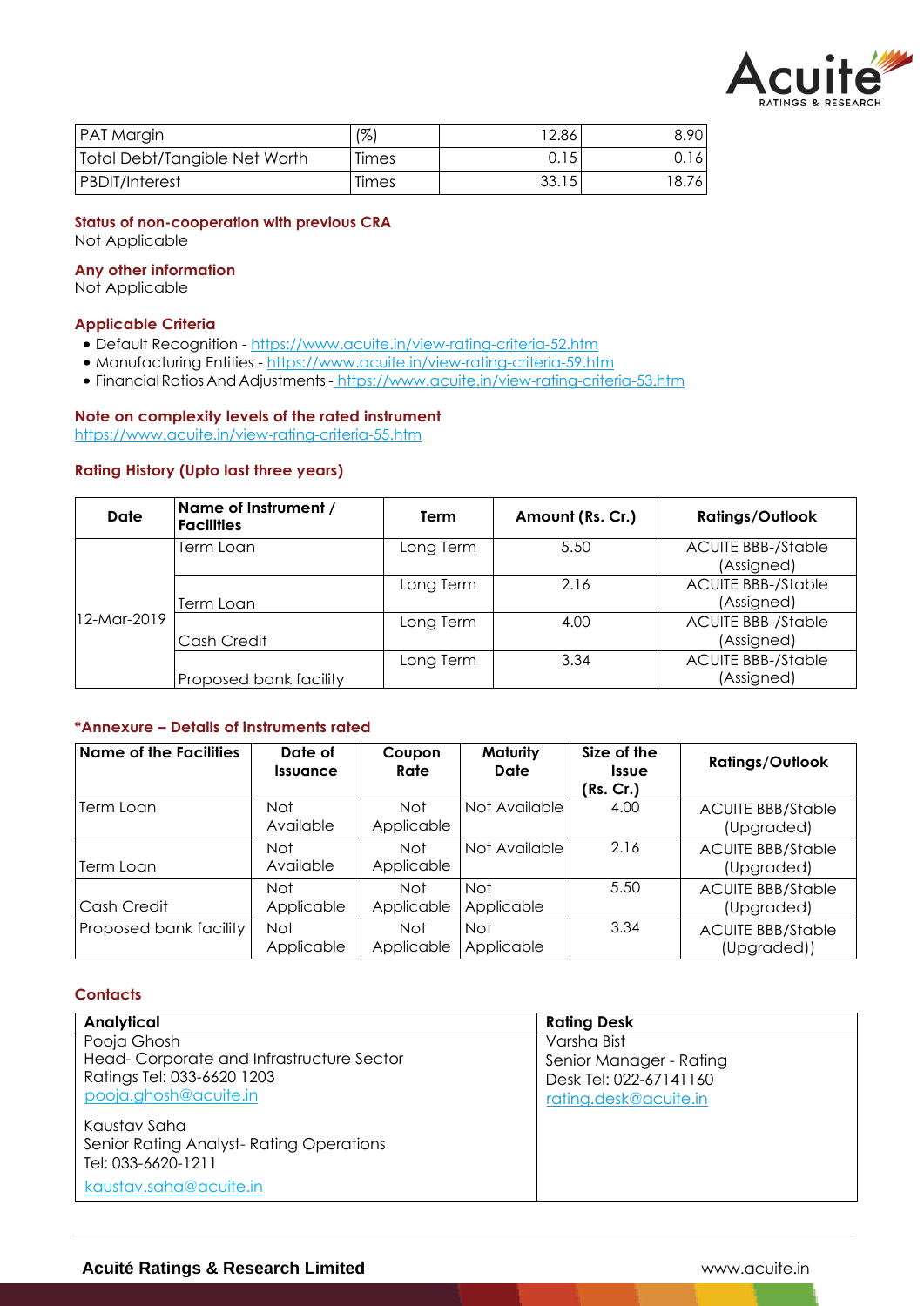| PAT Margin | (%) | 12.86 | 8.90 |
|---|---|---|---|
| Total Debt/Tangible Net Worth | Times | 0.15 | 0.16 |
| PBDIT/Interest | Times | 33.15 | 18.76 |

**Status of non-cooperation with previous CRA**
Not Applicable

**Any other information**
Not Applicable

**Applicable Criteria**

- Default Recognition - https://www.acuite.in/view-rating-criteria-52.htm
- Manufacturing Entities - https://www.acuite.in/view-rating-criteria-59.htm
- Financial Ratios And Adjustments - https://www.acuite.in/view-rating-criteria-53.htm

**Note on complexity levels of the rated instrument**
https://www.acuite.in/view-rating-criteria-55.htm

**Rating History (Upto last three years)**

| Date | Name of Instrument / Facilities | Term | Amount (Rs. Cr.) | Ratings/Outlook |
|---|---|---|---|---|
| 12-Mar-2019 | Term Loan | Long Term | 5.50 | ACUITE BBB-/Stable (Assigned) |
| | Term Loan | Long Term | 2.16 | ACUITE BBB-/Stable (Assigned) |
| | Cash Credit | Long Term | 4.00 | ACUITE BBB-/Stable (Assigned) |
| | Proposed bank facility | Long Term | 3.34 | ACUITE BBB-/Stable (Assigned) |

**\*Annexure – Details of instruments rated**

| Name of the Facilities | Date of Issuance | Coupon Rate | Maturity Date | Size of the Issue (Rs. Cr.) | Ratings/Outlook |
|---|---|---|---|---|---|
| Term Loan | Not Available | Not Applicable | Not Available | 4.00 | ACUITE BBB/Stable (Upgraded) |
| Term Loan | Not Available | Not Applicable | Not Available | 2.16 | ACUITE BBB/Stable (Upgraded) |
| Cash Credit | Not Applicable | Not Applicable | Not Applicable | 5.50 | ACUITE BBB/Stable (Upgraded) |
| Proposed bank facility | Not Applicable | Not Applicable | Not Applicable | 3.34 | ACUITE BBB/Stable (Upgraded)) |

**Contacts**

| Analytical | Rating Desk |
|---|---|
| Pooja Ghosh<br>Head- Corporate and Infrastructure Sector<br>Ratings Tel: 033-6620 1203<br>pooja.ghosh@acuite.in<br><br>Kaustav Saha<br>Senior Rating Analyst- Rating Operations<br>Tel: 033-6620-1211<br>kaustav.saha@acuite.in | Varsha Bist<br>Senior Manager - Rating<br>Desk Tel: 022-67141160<br>rating.desk@acuite.in |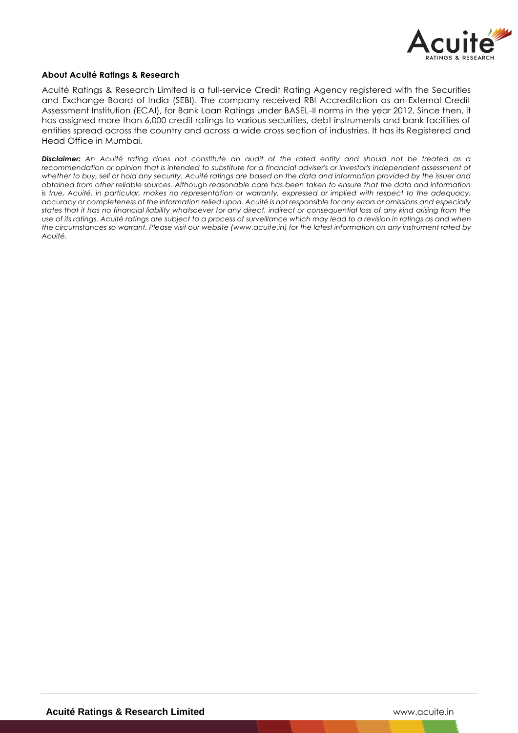**About Acuité Ratings & Research**

Acuité Ratings & Research Limited is a full-service Credit Rating Agency registered with the Securities and Exchange Board of India (SEBI). The company received RBI Accreditation as an External Credit Assessment Institution (ECAI), for Bank Loan Ratings under BASEL-II norms in the year 2012. Since then, it has assigned more than 6,000 credit ratings to various securities, debt instruments and bank facilities of entities spread across the country and across a wide cross section of industries. It has its Registered and Head Office in Mumbai.

***Disclaimer:*** *An Acuité rating does not constitute an audit of the rated entity and should not be treated as a recommendation or opinion that is intended to substitute for a financial adviser's or investor's independent assessment of whether to buy, sell or hold any security. Acuité ratings are based on the data and information provided by the issuer and obtained from other reliable sources. Although reasonable care has been taken to ensure that the data and information is true, Acuité, in particular, makes no representation or warranty, expressed or implied with respect to the adequacy, accuracy or completeness of the information relied upon. Acuité is not responsible for any errors or omissions and especially states that it has no financial liability whatsoever for any direct, indirect or consequential loss of any kind arising from the use of its ratings. Acuité ratings are subject to a process of surveillance which may lead to a revision in ratings as and when the circumstances so warrant. Please visit our website (www.acuite.in) for the latest information on any instrument rated by Acuité.*